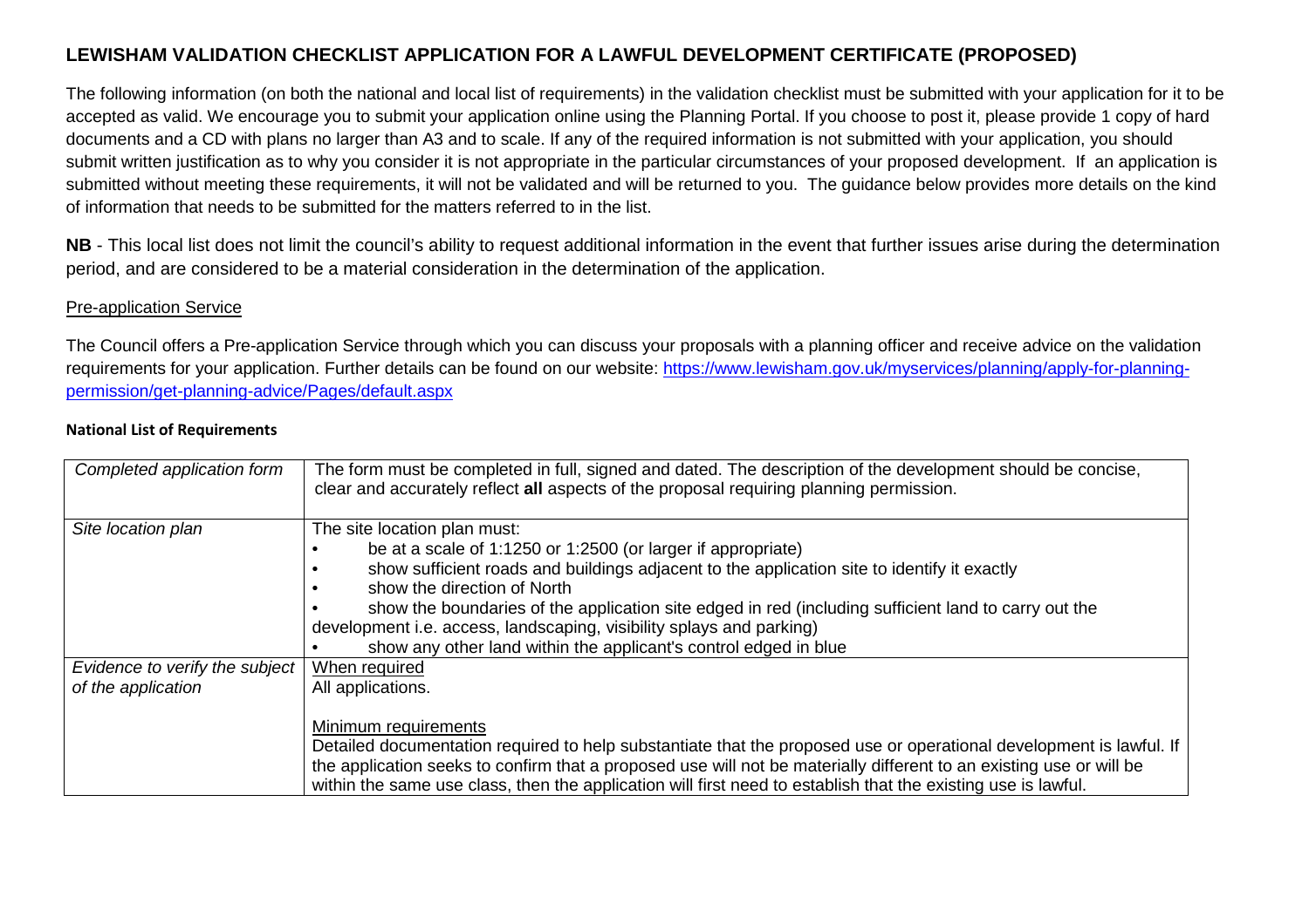# LEWISHAM VALIDATION CHECKLIST APPLICATION FOR A LAWFUL DEVELOPMENT CERTIFICATE (PROPOSED)

The following information (on both the national and local list of requirements) in the validation checklist must be submitted with your application for it to be accepted as valid. We encourage you to submit your application online using the Planning Portal. If you choose to post it, please provide 1 copy of hard documents and a CD with plans no larger than A3 and to scale. If any of the required information is not submitted with your application, you should submit written justification as to why you consider it is not appropriate in the particular circumstances of your proposed development. If an application is submitted without meeting these requirements, it will not be validated and will be returned to you. The guidance below provides more details on the kind of information that needs to be submitted for the matters referred to in the list.

**NB** - This local list does not limit the council's ability to request additional information in the event that further issues arise during the determination period, and are considered to be a material consideration in the determination of the application.

## Pre-application Service

The Council offers a Pre-application Service through which you can discuss your proposals with a planning officer and receive advice on the validation requirements for your application. Further details can be found on our website: [https://www.lewisham.gov.uk/myservices/planning/apply-for-planning-permission/get-planning-advice/Pages/default.aspx](https://www.lewisham.gov.uk/myservices/planning/apply-for-planning-permission/get-planning-advice/Pages/default.aspx)

### National List of Requirements

| | |
|---|---|
| *Completed application form* | The form must be completed in full, signed and dated. The description of the development should be concise, clear and accurately reflect **all** aspects of the proposal requiring planning permission. |
| *Site location plan* | The site location plan must:<br>• be at a scale of 1:1250 or 1:2500 (or larger if appropriate)<br>• show sufficient roads and buildings adjacent to the application site to identify it exactly<br>• show the direction of North<br>• show the boundaries of the application site edged in red (including sufficient land to carry out the development i.e. access, landscaping, visibility splays and parking)<br>• show any other land within the applicant's control edged in blue |
| *Evidence to verify the subject of the application* | When required<br>All applications.<br><br>Minimum requirements<br>Detailed documentation required to help substantiate that the proposed use or operational development is lawful. If the application seeks to confirm that a proposed use will not be materially different to an existing use or will be within the same use class, then the application will first need to establish that the existing use is lawful. |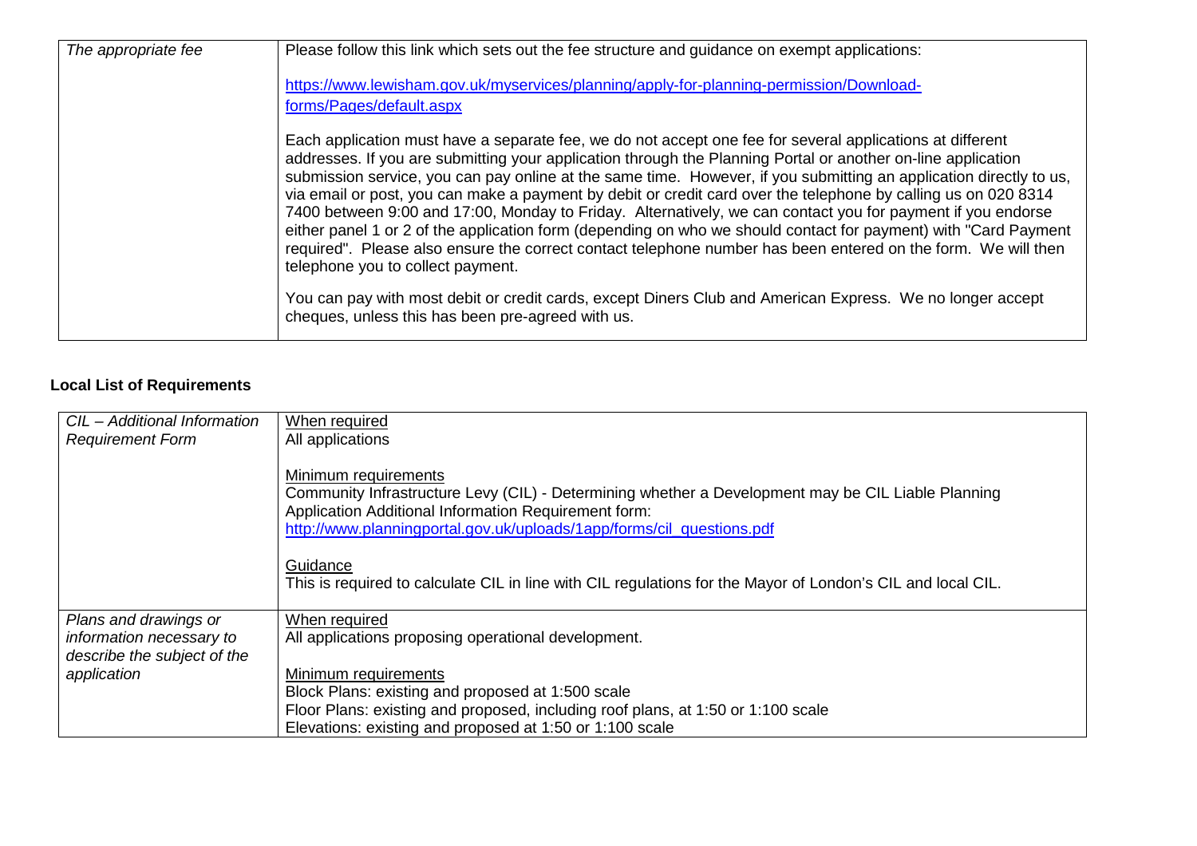| *The appropriate fee* | Please follow this link which sets out the fee structure and guidance on exempt applications:<br><br>https://www.lewisham.gov.uk/myservices/planning/apply-for-planning-permission/Download-forms/Pages/default.aspx<br><br>Each application must have a separate fee, we do not accept one fee for several applications at different addresses. If you are submitting your application through the Planning Portal or another on-line application submission service, you can pay online at the same time. However, if you submitting an application directly to us, via email or post, you can make a payment by debit or credit card over the telephone by calling us on 020 8314 7400 between 9:00 and 17:00, Monday to Friday. Alternatively, we can contact you for payment if you endorse either panel 1 or 2 of the application form (depending on who we should contact for payment) with "Card Payment required". Please also ensure the correct contact telephone number has been entered on the form. We will then telephone you to collect payment.<br><br>You can pay with most debit or credit cards, except Diners Club and American Express. We no longer accept cheques, unless this has been pre-agreed with us. |
|---|---|

## Local List of Requirements

| *CIL – Additional Information Requirement Form* | When required<br>All applications<br><br>Minimum requirements<br>Community Infrastructure Levy (CIL) - Determining whether a Development may be CIL Liable Planning Application Additional Information Requirement form:<br>http://www.planningportal.gov.uk/uploads/1app/forms/cil_questions.pdf<br><br>Guidance<br>This is required to calculate CIL in line with CIL regulations for the Mayor of London's CIL and local CIL. |
|---|---|
| *Plans and drawings or information necessary to describe the subject of the application* | When required<br>All applications proposing operational development.<br><br>Minimum requirements<br>Block Plans: existing and proposed at 1:500 scale<br>Floor Plans: existing and proposed, including roof plans, at 1:50 or 1:100 scale<br>Elevations: existing and proposed at 1:50 or 1:100 scale |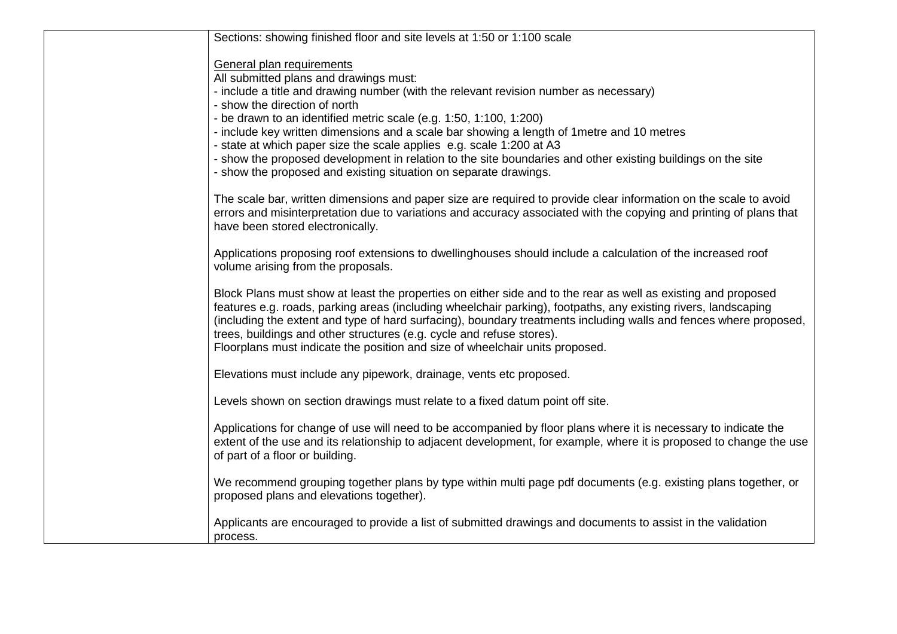| | |
|---|---|
| | Sections: showing finished floor and site levels at 1:50 or 1:100 scale<br><br><u>General plan requirements</u><br>All submitted plans and drawings must:<br>- include a title and drawing number (with the relevant revision number as necessary)<br>- show the direction of north<br>- be drawn to an identified metric scale (e.g. 1:50, 1:100, 1:200)<br>- include key written dimensions and a scale bar showing a length of 1metre and 10 metres<br>- state at which paper size the scale applies e.g. scale 1:200 at A3<br>- show the proposed development in relation to the site boundaries and other existing buildings on the site<br>- show the proposed and existing situation on separate drawings.<br><br>The scale bar, written dimensions and paper size are required to provide clear information on the scale to avoid errors and misinterpretation due to variations and accuracy associated with the copying and printing of plans that have been stored electronically.<br><br>Applications proposing roof extensions to dwellinghouses should include a calculation of the increased roof volume arising from the proposals.<br><br>Block Plans must show at least the properties on either side and to the rear as well as existing and proposed features e.g. roads, parking areas (including wheelchair parking), footpaths, any existing rivers, landscaping (including the extent and type of hard surfacing), boundary treatments including walls and fences where proposed, trees, buildings and other structures (e.g. cycle and refuse stores).<br>Floorplans must indicate the position and size of wheelchair units proposed.<br><br>Elevations must include any pipework, drainage, vents etc proposed.<br><br>Levels shown on section drawings must relate to a fixed datum point off site.<br><br>Applications for change of use will need to be accompanied by floor plans where it is necessary to indicate the extent of the use and its relationship to adjacent development, for example, where it is proposed to change the use of part of a floor or building.<br><br>We recommend grouping together plans by type within multi page pdf documents (e.g. existing plans together, or proposed plans and elevations together).<br><br>Applicants are encouraged to provide a list of submitted drawings and documents to assist in the validation process. |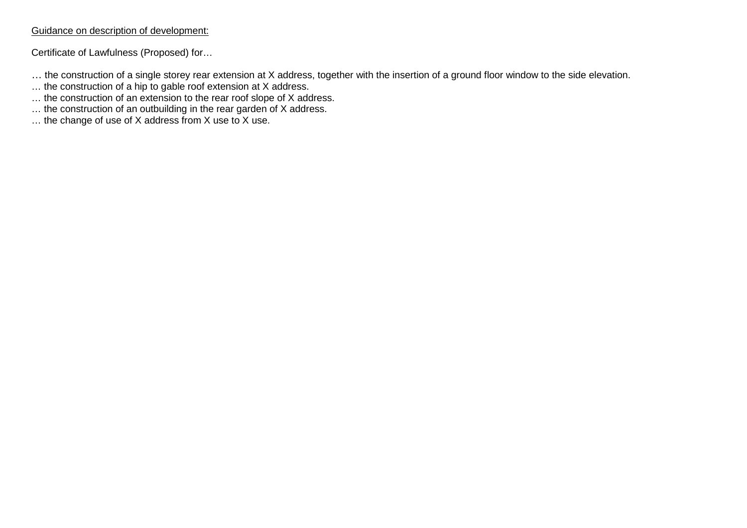<u>Guidance on description of development:</u>

Certificate of Lawfulness (Proposed) for…

… the construction of a single storey rear extension at X address, together with the insertion of a ground floor window to the side elevation.
… the construction of a hip to gable roof extension at X address.
… the construction of an extension to the rear roof slope of X address.
… the construction of an outbuilding in the rear garden of X address.
… the change of use of X address from X use to X use.